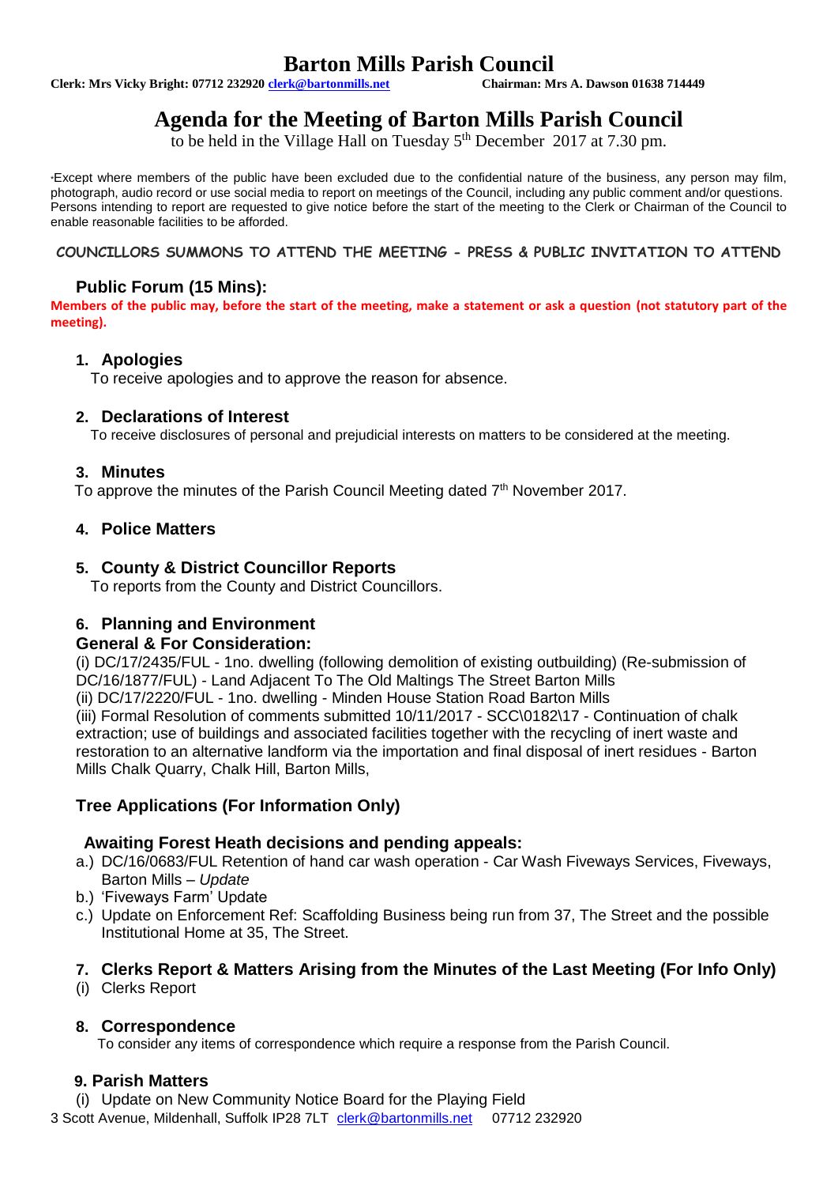# Barton Mills Parish Council

**Clerk: Mrs Vicky Bright: 07712 232920 clerk@bartonmills.net** **Chairman: Mrs A. Dawson 01638 714449**

## Agenda for the Meeting of Barton Mills Parish Council

to be held in the Village Hall on Tuesday 5th December 2017 at 7.30 pm.

*Except where members of the public have been excluded due to the confidential nature of the business, any person may film, photograph, audio record or use social media to report on meetings of the Council, including any public comment and/or questions. Persons intending to report are requested to give notice before the start of the meeting to the Clerk or Chairman of the Council to enable reasonable facilities to be afforded.

**COUNCILLORS SUMMONS TO ATTEND THE MEETING - PRESS & PUBLIC INVITATION TO ATTEND**

### Public Forum (15 Mins):

**Members of the public may, before the start of the meeting, make a statement or ask a question (not statutory part of the meeting).**

### 1. Apologies

To receive apologies and to approve the reason for absence.

### 2. Declarations of Interest

To receive disclosures of personal and prejudicial interests on matters to be considered at the meeting.

### 3. Minutes

To approve the minutes of the Parish Council Meeting dated 7th November 2017.

### 4. Police Matters

### 5. County & District Councillor Reports

To reports from the County and District Councillors.

### 6. Planning and Environment

**General & For Consideration:**

(i) DC/17/2435/FUL - 1no. dwelling (following demolition of existing outbuilding) (Re-submission of DC/16/1877/FUL) - Land Adjacent To The Old Maltings The Street Barton Mills
(ii) DC/17/2220/FUL - 1no. dwelling - Minden House Station Road Barton Mills
(iii) Formal Resolution of comments submitted 10/11/2017 - SCC\0182\17 - Continuation of chalk extraction; use of buildings and associated facilities together with the recycling of inert waste and restoration to an alternative landform via the importation and final disposal of inert residues - Barton Mills Chalk Quarry, Chalk Hill, Barton Mills,

**Tree Applications (For Information Only)**

**Awaiting Forest Heath decisions and pending appeals:**

a.) DC/16/0683/FUL Retention of hand car wash operation - Car Wash Fiveways Services, Fiveways, Barton Mills – *Update*
b.) 'Fiveways Farm' Update
c.) Update on Enforcement Ref: Scaffolding Business being run from 37, The Street and the possible Institutional Home at 35, The Street.

### 7. Clerks Report & Matters Arising from the Minutes of the Last Meeting (For Info Only)

(i) Clerks Report

### 8. Correspondence

To consider any items of correspondence which require a response from the Parish Council.

### 9. Parish Matters

(i) Update on New Community Notice Board for the Playing Field

3 Scott Avenue, Mildenhall, Suffolk IP28 7LT clerk@bartonmills.net 07712 232920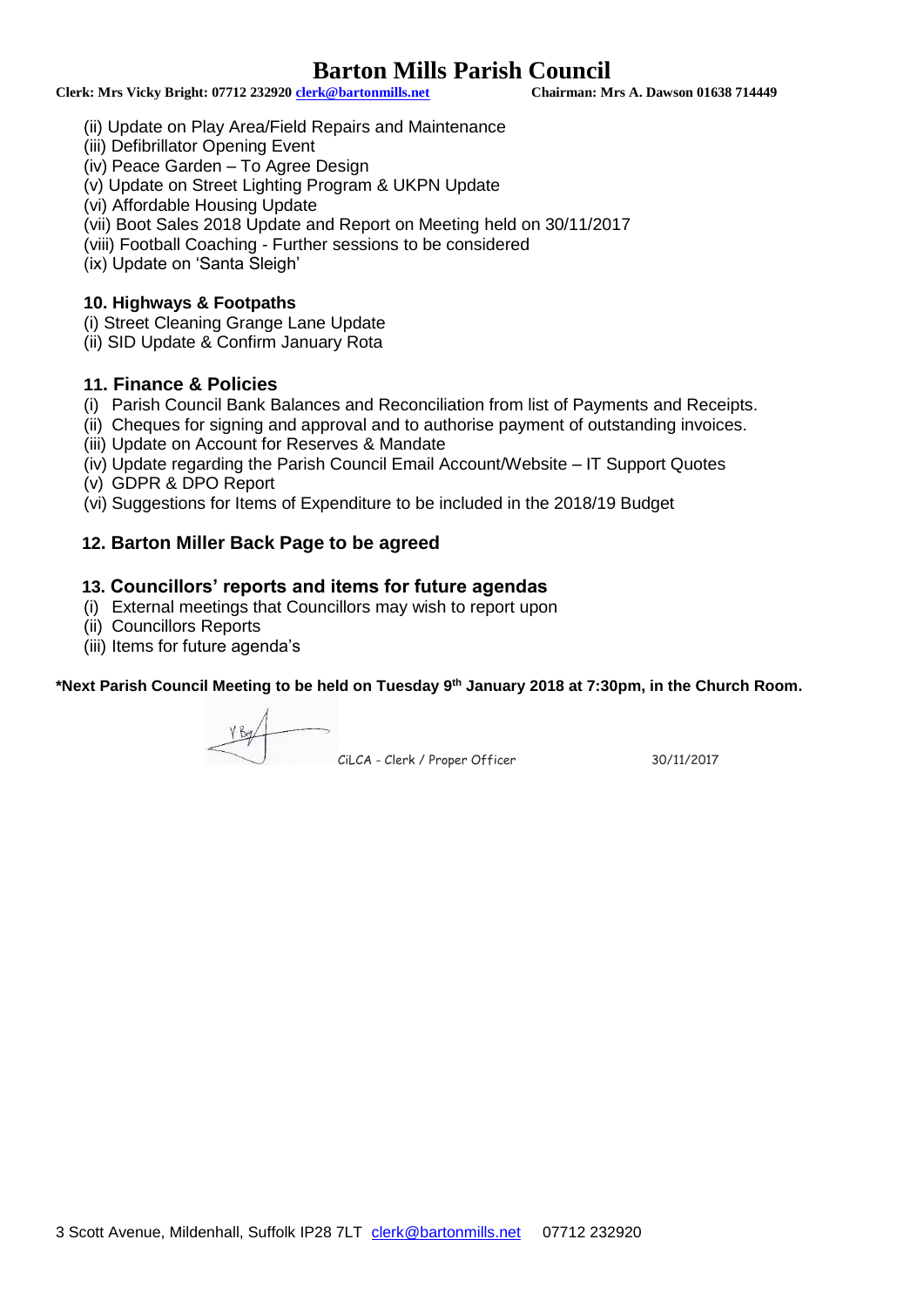# Barton Mills Parish Council

**Clerk: Mrs Vicky Bright: 07712 232920 clerk@bartonmills.net** **Chairman: Mrs A. Dawson 01638 714449**

(ii) Update on Play Area/Field Repairs and Maintenance
(iii) Defibrillator Opening Event
(iv) Peace Garden – To Agree Design
(v) Update on Street Lighting Program & UKPN Update
(vi) Affordable Housing Update
(vii) Boot Sales 2018 Update and Report on Meeting held on 30/11/2017
(viii) Football Coaching - Further sessions to be considered
(ix) Update on 'Santa Sleigh'

**10. Highways & Footpaths**

(i) Street Cleaning Grange Lane Update
(ii) SID Update & Confirm January Rota

**11. Finance & Policies**

(i) Parish Council Bank Balances and Reconciliation from list of Payments and Receipts.
(ii) Cheques for signing and approval and to authorise payment of outstanding invoices.
(iii) Update on Account for Reserves & Mandate
(iv) Update regarding the Parish Council Email Account/Website – IT Support Quotes
(v) GDPR & DPO Report
(vi) Suggestions for Items of Expenditure to be included in the 2018/19 Budget

**12. Barton Miller Back Page to be agreed**

**13. Councillors' reports and items for future agendas**

(i) External meetings that Councillors may wish to report upon
(ii) Councillors Reports
(iii) Items for future agenda's

**\*Next Parish Council Meeting to be held on Tuesday 9th January 2018 at 7:30pm, in the Church Room.**

CiLCA - Clerk / Proper Officer 30/11/2017

3 Scott Avenue, Mildenhall, Suffolk IP28 7LT clerk@bartonmills.net 07712 232920